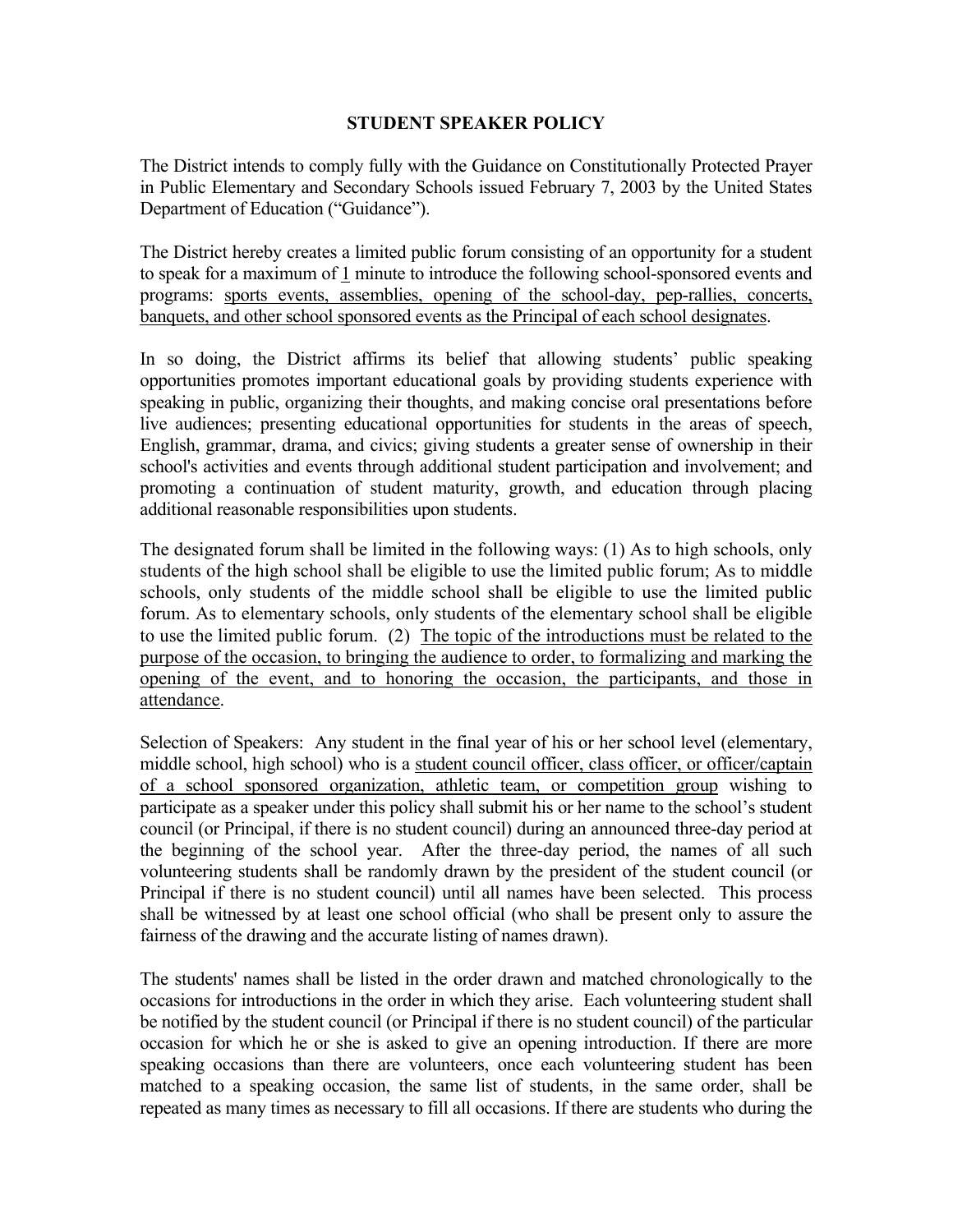## STUDENT SPEAKER POLICY

The District intends to comply fully with the Guidance on Constitutionally Protected Prayer in Public Elementary and Secondary Schools issued February 7, 2003 by the United States Department of Education ("Guidance").

The District hereby creates a limited public forum consisting of an opportunity for a student to speak for a maximum of 1 minute to introduce the following school-sponsored events and programs: sports events, assemblies, opening of the school-day, pep-rallies, concerts, banquets, and other school sponsored events as the Principal of each school designates.

In so doing, the District affirms its belief that allowing students' public speaking opportunities promotes important educational goals by providing students experience with speaking in public, organizing their thoughts, and making concise oral presentations before live audiences; presenting educational opportunities for students in the areas of speech, English, grammar, drama, and civics; giving students a greater sense of ownership in their school's activities and events through additional student participation and involvement; and promoting a continuation of student maturity, growth, and education through placing additional reasonable responsibilities upon students.

The designated forum shall be limited in the following ways: (1) As to high schools, only students of the high school shall be eligible to use the limited public forum; As to middle schools, only students of the middle school shall be eligible to use the limited public forum. As to elementary schools, only students of the elementary school shall be eligible to use the limited public forum. (2) The topic of the introductions must be related to the purpose of the occasion, to bringing the audience to order, to formalizing and marking the opening of the event, and to honoring the occasion, the participants, and those in attendance.

Selection of Speakers: Any student in the final year of his or her school level (elementary, middle school, high school) who is a student council officer, class officer, or officer/captain of a school sponsored organization, athletic team, or competition group wishing to participate as a speaker under this policy shall submit his or her name to the school's student council (or Principal, if there is no student council) during an announced three-day period at the beginning of the school year. After the three-day period, the names of all such volunteering students shall be randomly drawn by the president of the student council (or Principal if there is no student council) until all names have been selected. This process shall be witnessed by at least one school official (who shall be present only to assure the fairness of the drawing and the accurate listing of names drawn).

The students' names shall be listed in the order drawn and matched chronologically to the occasions for introductions in the order in which they arise. Each volunteering student shall be notified by the student council (or Principal if there is no student council) of the particular occasion for which he or she is asked to give an opening introduction. If there are more speaking occasions than there are volunteers, once each volunteering student has been matched to a speaking occasion, the same list of students, in the same order, shall be repeated as many times as necessary to fill all occasions. If there are students who during the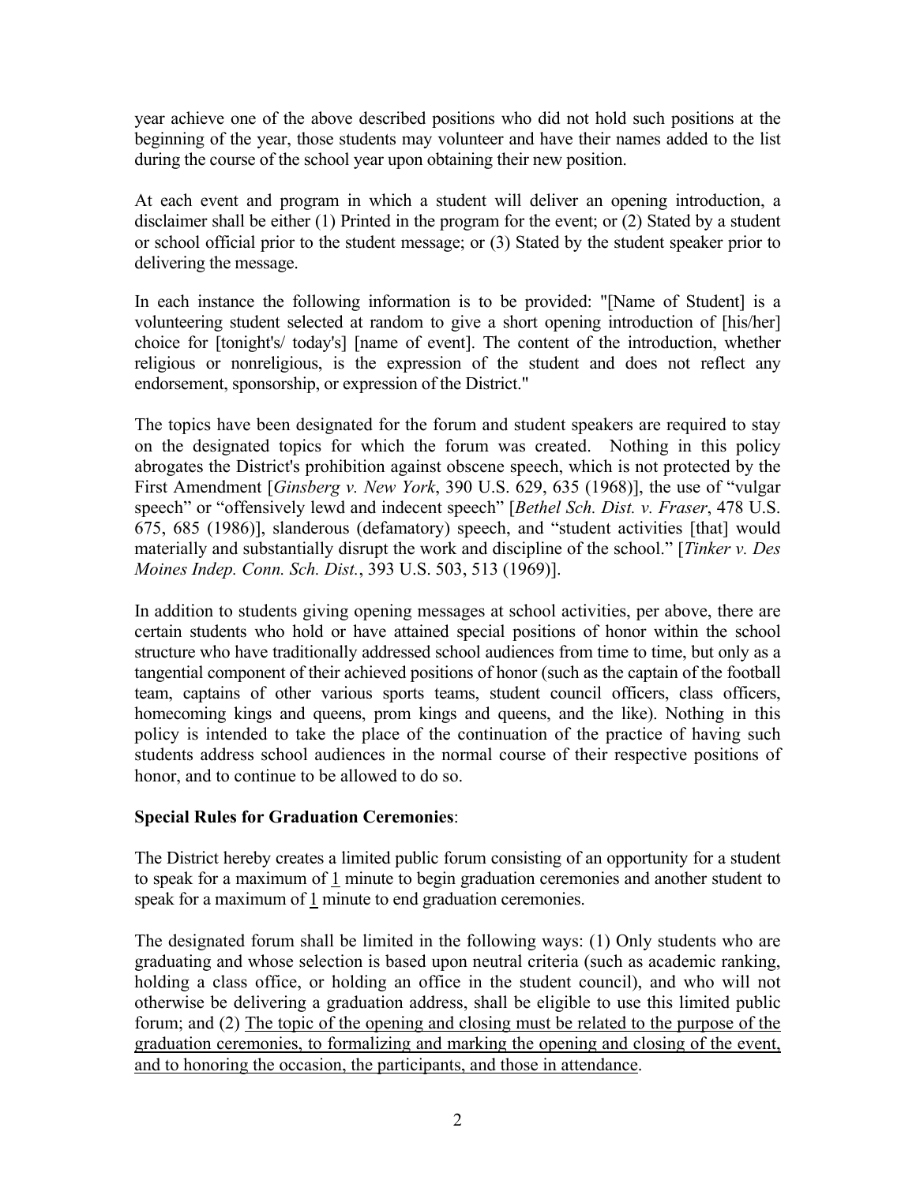year achieve one of the above described positions who did not hold such positions at the beginning of the year, those students may volunteer and have their names added to the list during the course of the school year upon obtaining their new position.

At each event and program in which a student will deliver an opening introduction, a disclaimer shall be either (1) Printed in the program for the event; or (2) Stated by a student or school official prior to the student message; or (3) Stated by the student speaker prior to delivering the message.

In each instance the following information is to be provided: "[Name of Student] is a volunteering student selected at random to give a short opening introduction of [his/her] choice for [tonight's/ today's] [name of event]. The content of the introduction, whether religious or nonreligious, is the expression of the student and does not reflect any endorsement, sponsorship, or expression of the District."

The topics have been designated for the forum and student speakers are required to stay on the designated topics for which the forum was created. Nothing in this policy abrogates the District's prohibition against obscene speech, which is not protected by the First Amendment [*Ginsberg v. New York*, 390 U.S. 629, 635 (1968)], the use of "vulgar speech" or "offensively lewd and indecent speech" [*Bethel Sch. Dist. v. Fraser*, 478 U.S. 675, 685 (1986)], slanderous (defamatory) speech, and "student activities [that] would materially and substantially disrupt the work and discipline of the school." [*Tinker v. Des Moines Indep. Conn. Sch. Dist.*, 393 U.S. 503, 513 (1969)].

In addition to students giving opening messages at school activities, per above, there are certain students who hold or have attained special positions of honor within the school structure who have traditionally addressed school audiences from time to time, but only as a tangential component of their achieved positions of honor (such as the captain of the football team, captains of other various sports teams, student council officers, class officers, homecoming kings and queens, prom kings and queens, and the like). Nothing in this policy is intended to take the place of the continuation of the practice of having such students address school audiences in the normal course of their respective positions of honor, and to continue to be allowed to do so.

**Special Rules for Graduation Ceremonies**:

The District hereby creates a limited public forum consisting of an opportunity for a student to speak for a maximum of <u>1</u> minute to begin graduation ceremonies and another student to speak for a maximum of <u>1</u> minute to end graduation ceremonies.

The designated forum shall be limited in the following ways: (1) Only students who are graduating and whose selection is based upon neutral criteria (such as academic ranking, holding a class office, or holding an office in the student council), and who will not otherwise be delivering a graduation address, shall be eligible to use this limited public forum; and (2) <u>The topic of the opening and closing must be related to the purpose of the graduation ceremonies, to formalizing and marking the opening and closing of the event, and to honoring the occasion, the participants, and those in attendance</u>.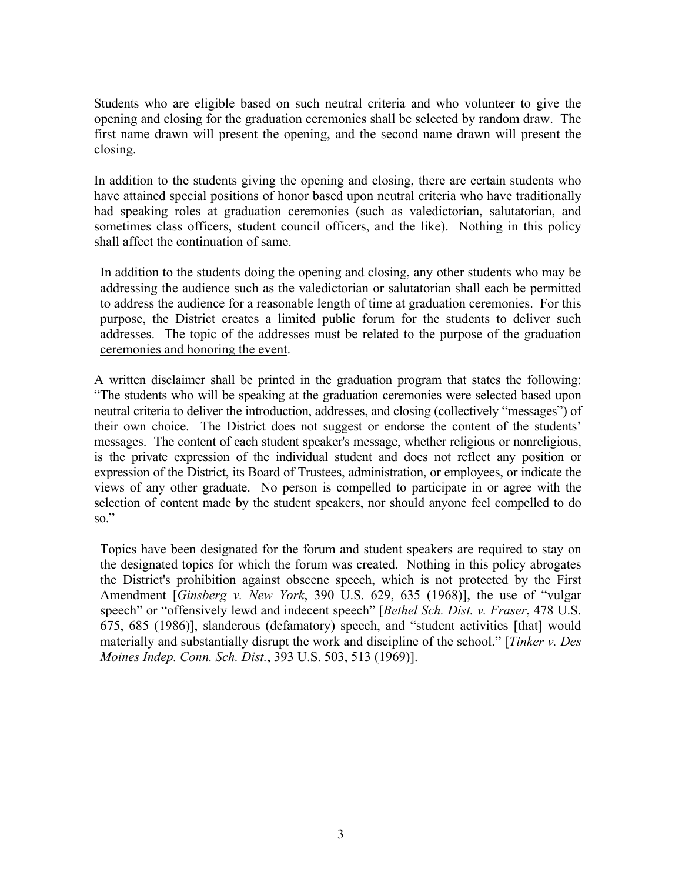Students who are eligible based on such neutral criteria and who volunteer to give the opening and closing for the graduation ceremonies shall be selected by random draw. The first name drawn will present the opening, and the second name drawn will present the closing.

In addition to the students giving the opening and closing, there are certain students who have attained special positions of honor based upon neutral criteria who have traditionally had speaking roles at graduation ceremonies (such as valedictorian, salutatorian, and sometimes class officers, student council officers, and the like). Nothing in this policy shall affect the continuation of same.

> In addition to the students doing the opening and closing, any other students who may be addressing the audience such as the valedictorian or salutatorian shall each be permitted to address the audience for a reasonable length of time at graduation ceremonies. For this purpose, the District creates a limited public forum for the students to deliver such addresses. <u>The topic of the addresses must be related to the purpose of the graduation ceremonies and honoring the event</u>.

A written disclaimer shall be printed in the graduation program that states the following: "The students who will be speaking at the graduation ceremonies were selected based upon neutral criteria to deliver the introduction, addresses, and closing (collectively "messages") of their own choice. The District does not suggest or endorse the content of the students' messages. The content of each student speaker's message, whether religious or nonreligious, is the private expression of the individual student and does not reflect any position or expression of the District, its Board of Trustees, administration, or employees, or indicate the views of any other graduate. No person is compelled to participate in or agree with the selection of content made by the student speakers, nor should anyone feel compelled to do so."

> Topics have been designated for the forum and student speakers are required to stay on the designated topics for which the forum was created. Nothing in this policy abrogates the District's prohibition against obscene speech, which is not protected by the First Amendment [*Ginsberg v. New York*, 390 U.S. 629, 635 (1968)], the use of "vulgar speech" or "offensively lewd and indecent speech" [*Bethel Sch. Dist. v. Fraser*, 478 U.S. 675, 685 (1986)], slanderous (defamatory) speech, and "student activities [that] would materially and substantially disrupt the work and discipline of the school." [*Tinker v. Des Moines Indep. Conn. Sch. Dist.*, 393 U.S. 503, 513 (1969)].